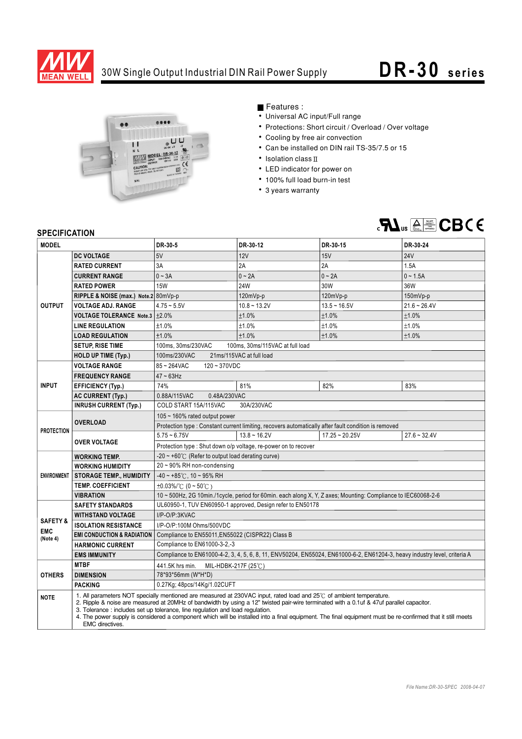# 30W Single Output Industrial DIN Rail Power Supply

## DR-30 series

■ Features :

- Universal AC input/Full range
- Protections: Short circuit / Overload / Over voltage
- Cooling by free air convection
- Can be installed on DIN rail TS-35/7.5 or 15
- Isolation class II
- LED indicator for power on
- 100% full load burn-in test
- 3 years warranty

## SPECIFICATION

| MODEL | | DR-30-5 | DR-30-12 | DR-30-15 | DR-30-24 |
|---|---|---|---|---|---|
| OUTPUT | DC VOLTAGE | 5V | 12V | 15V | 24V |
| | RATED CURRENT | 3A | 2A | 2A | 1.5A |
| | CURRENT RANGE | 0 ~ 3A | 0 ~ 2A | 0 ~ 2A | 0 ~ 1.5A |
| | RATED POWER | 15W | 24W | 30W | 36W |
| | RIPPLE & NOISE (max.) Note.2 | 80mVp-p | 120mVp-p | 120mVp-p | 150mVp-p |
| | VOLTAGE ADJ. RANGE | 4.75 ~ 5.5V | 10.8 ~ 13.2V | 13.5 ~ 16.5V | 21.6 ~ 26.4V |
| | VOLTAGE TOLERANCE Note.3 | ±2.0% | ±1.0% | ±1.0% | ±1.0% |
| | LINE REGULATION | ±1.0% | ±1.0% | ±1.0% | ±1.0% |
| | LOAD REGULATION | ±1.0% | ±1.0% | ±1.0% | ±1.0% |
| | SETUP, RISE TIME | 100ms, 30ms/230VAC 100ms, 30ms/115VAC at full load | | | |
| | HOLD UP TIME (Typ.) | 100ms/230VAC 21ms/115VAC at full load | | | |
| INPUT | VOLTAGE RANGE | 85 ~ 264VAC 120 ~ 370VDC | | | |
| | FREQUENCY RANGE | 47 ~ 63Hz | | | |
| | EFFICIENCY (Typ.) | 74% | 81% | 82% | 83% |
| | AC CURRENT (Typ.) | 0.88A/115VAC 0.48A/230VAC | | | |
| | INRUSH CURRENT (Typ.) | COLD START 15A/115VAC 30A/230VAC | | | |
| PROTECTION | OVERLOAD | 105 ~ 160% rated output power | | | |
| | | Protection type : Constant current limiting, recovers automatically after fault condition is removed | | | |
| | OVER VOLTAGE | 5.75 ~ 6.75V | 13.8 ~ 16.2V | 17.25 ~ 20.25V | 27.6 ~ 32.4V |
| | | Protection type : Shut down o/p voltage, re-power on to recover | | | |
| ENVIRONMENT | WORKING TEMP. | -20 ~ +60℃ (Refer to output load derating curve) | | | |
| | WORKING HUMIDITY | 20 ~ 90% RH non-condensing | | | |
| | STORAGE TEMP., HUMIDITY | -40 ~ +85℃, 10 ~ 95% RH | | | |
| | TEMP. COEFFICIENT | ±0.03%/℃ (0 ~ 50℃) | | | |
| | VIBRATION | 10 ~ 500Hz, 2G 10min./1cycle, period for 60min. each along X, Y, Z axes; Mounting: Compliance to IEC60068-2-6 | | | |
| SAFETY & EMC (Note 4) | SAFETY STANDARDS | UL60950-1, TUV EN60950-1 approved, Design refer to EN50178 | | | |
| | WITHSTAND VOLTAGE | I/P-O/P:3KVAC | | | |
| | ISOLATION RESISTANCE | I/P-O/P:100M Ohms/500VDC | | | |
| | EMI CONDUCTION & RADIATION | Compliance to EN55011,EN55022 (CISPR22) Class B | | | |
| | HARMONIC CURRENT | Compliance to EN61000-3-2,-3 | | | |
| | EMS IMMUNITY | Compliance to EN61000-4-2, 3, 4, 5, 6, 8, 11, ENV50204, EN55024, EN61000-6-2, EN61204-3, heavy industry level, criteria A | | | |
| OTHERS | MTBF | 441.5K hrs min. MIL-HDBK-217F (25℃) | | | |
| | DIMENSION | 78*93*56mm (W*H*D) | | | |
| | PACKING | 0.27Kg; 48pcs/14Kg/1.02CUFT | | | |

**NOTE**

1. All parameters NOT specially mentioned are measured at 230VAC input, rated load and 25℃ of ambient temperature.
2. Ripple & noise are measured at 20MHz of bandwidth by using a 12" twisted pair-wire terminated with a 0.1uf & 47uf parallel capacitor.
3. Tolerance : includes set up tolerance, line regulation and load regulation.
4. The power supply is considered a component which will be installed into a final equipment. The final equipment must be re-confirmed that it still meets EMC directives.

*File Name:DR-30-SPEC 2008-04-07*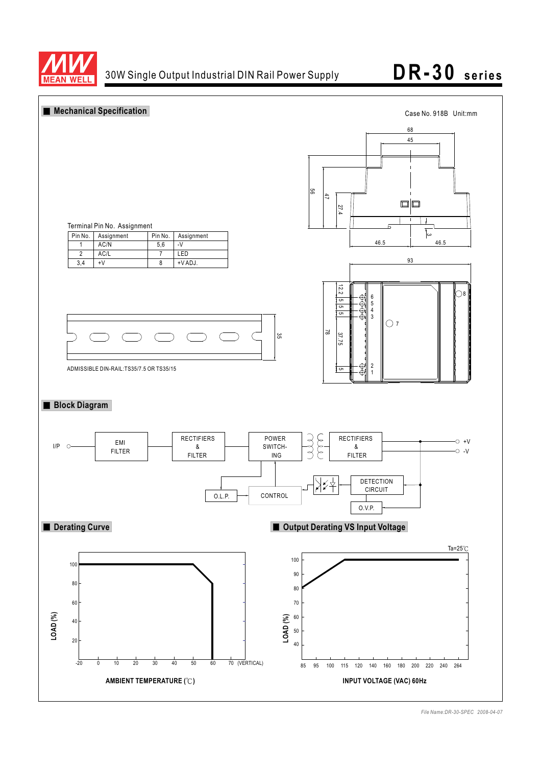30W Single Output Industrial DIN Rail Power Supply

# DR-30 series

## Mechanical Specification

Case No. 918B Unit:mm

68
45
56
47
27.4
3
46.5
46.5
93
12.2
5
5
5
78
37.75
5
6
5
4
3
2
1
7
8

Terminal Pin No. Assignment

| Pin No. | Assignment | Pin No. | Assignment |
|---|---|---|---|
| 1 | AC/N | 5,6 | -V |
| 2 | AC/L | 7 | LED |
| 3,4 | +V | 8 | +V ADJ. |

35

ADMISSIBLE DIN-RAIL:TS35/7.5 OR TS35/15

## Block Diagram

I/P
EMI FILTER
RECTIFIERS & FILTER
POWER SWITCHING
RECTIFIERS & FILTER
+V
-V
O.L.P.
CONTROL
DETECTION CIRCUIT
O.V.P.

## Derating Curve

LOAD (%)
100
80
60
40
20
-20 0 10 20 30 40 50 60 70 (VERTICAL)
AMBIENT TEMPERATURE (℃)

## Output Derating VS Input Voltage

Ta=25℃
LOAD (%)
100
90
80
70
60
50
40
85 95 100 115 120 140 160 180 200 220 240 264
INPUT VOLTAGE (VAC) 60Hz

*File Name:DR-30-SPEC 2008-04-07*